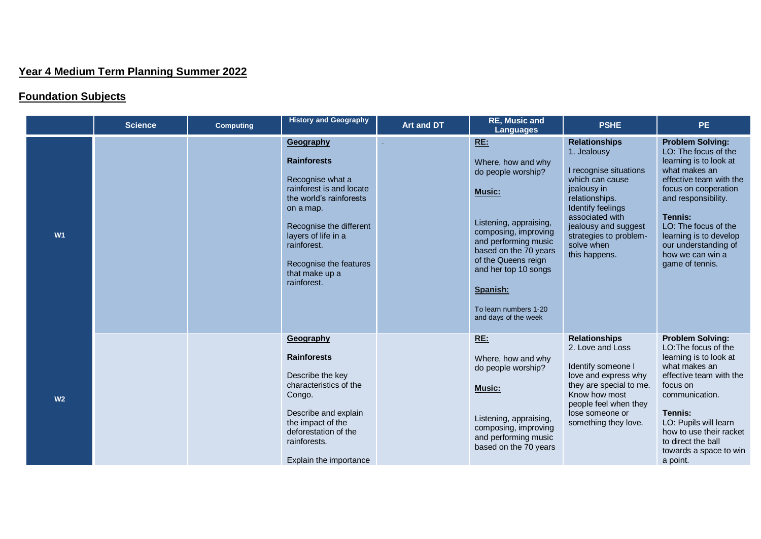## Year 4 Medium Term Planning Summer 2022

## Foundation Subjects

| | Science | Computing | History and Geography | Art and DT | RE, Music and Languages | PSHE | PE |
|---|---|---|---|---|---|---|---|
| W1 | | | **Geography**<br><br>**Rainforests**<br><br>Recognise what a rainforest is and locate the world's rainforests on a map.<br><br>Recognise the different layers of life in a rainforest.<br><br>Recognise the features that make up a rainforest. | . | **RE:**<br><br>Where, how and why do people worship?<br><br>**Music:**<br><br>Listening, appraising, composing, improving and performing music based on the 70 years of the Queens reign and her top 10 songs<br><br>**Spanish:**<br><br>To learn numbers 1-20 and days of the week | **Relationships**<br>1. Jealousy<br><br>I recognise situations which can cause jealousy in relationships. Identify feelings associated with jealousy and suggest strategies to problem-solve when this happens. | **Problem Solving:**<br>LO: The focus of the learning is to look at what makes an effective team with the focus on cooperation and responsibility.<br><br>**Tennis:**<br>LO: The focus of the learning is to develop our understanding of how we can win a game of tennis. |
| W2 | | | **Geography**<br><br>**Rainforests**<br><br>Describe the key characteristics of the Congo.<br><br>Describe and explain the impact of the deforestation of the rainforests.<br><br>Explain the importance | | **RE:**<br><br>Where, how and why do people worship?<br><br>**Music:**<br><br>Listening, appraising, composing, improving and performing music based on the 70 years | **Relationships**<br>2. Love and Loss<br><br>Identify someone I love and express why they are special to me. Know how most people feel when they lose someone or something they love. | **Problem Solving:**<br>LO:The focus of the learning is to look at what makes an effective team with the focus on communication.<br><br>**Tennis:**<br>LO: Pupils will learn how to use their racket to direct the ball towards a space to win a point. |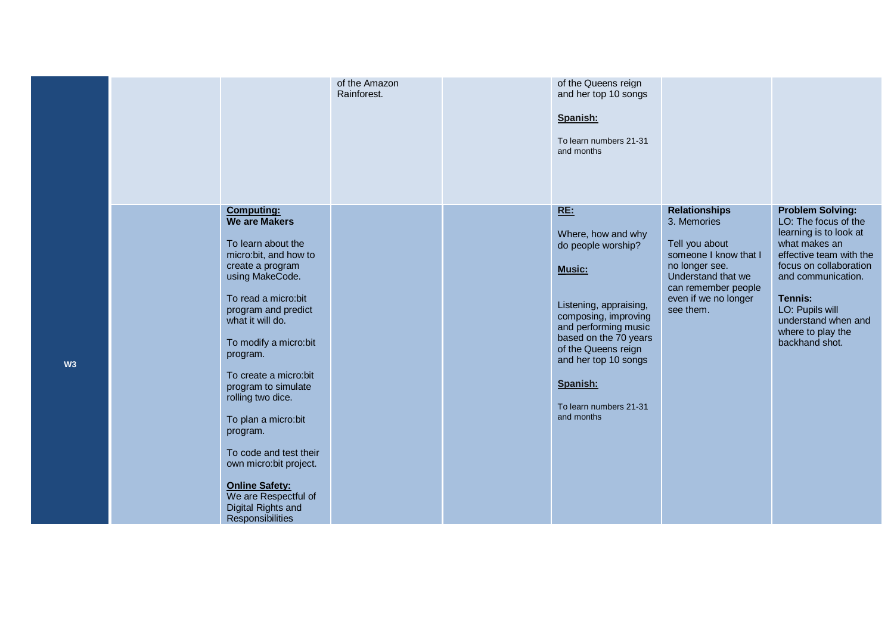| | | | | | | | |
|---|---|---|---|---|---|---|---|
| | | | of the Amazon Rainforest. | | of the Queens reign and her top 10 songs<br><br>**Spanish:**<br><br>To learn numbers 21-31 and months | | |
| **W3** | | **Computing:**<br>**We are Makers**<br><br>To learn about the micro:bit, and how to create a program using MakeCode.<br><br>To read a micro:bit program and predict what it will do.<br><br>To modify a micro:bit program.<br><br>To create a micro:bit program to simulate rolling two dice.<br><br>To plan a micro:bit program.<br><br>To code and test their own micro:bit project.<br><br>**Online Safety:**<br>We are Respectful of Digital Rights and Responsibilities | | | **RE:**<br><br>Where, how and why do people worship?<br><br>**Music:**<br><br>Listening, appraising, composing, improving and performing music based on the 70 years of the Queens reign and her top 10 songs<br><br>**Spanish:**<br><br>To learn numbers 21-31 and months | **Relationships**<br>3. Memories<br><br>Tell you about someone I know that I no longer see. Understand that we can remember people even if we no longer see them. | **Problem Solving:**<br>LO: The focus of the learning is to look at what makes an effective team with the focus on collaboration and communication.<br><br>**Tennis:**<br>LO: Pupils will understand when and where to play the backhand shot. |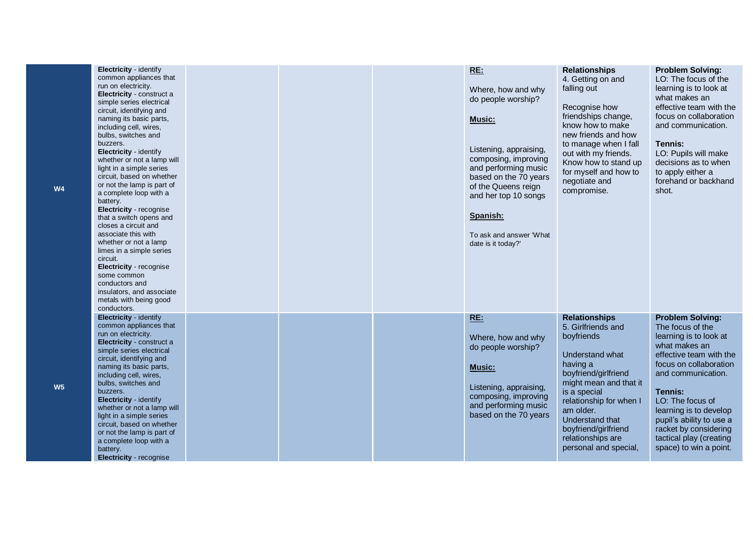| | | | | | | | |
|---|---|---|---|---|---|---|---|
| **W4** | **Electricity** - identify common appliances that run on electricity.<br>**Electricity** - construct a simple series electrical circuit, identifying and naming its basic parts, including cell, wires, bulbs, switches and buzzers.<br>**Electricity** - identify whether or not a lamp will light in a simple series circuit, based on whether or not the lamp is part of a complete loop with a battery.<br>**Electricity** - recognise that a switch opens and closes a circuit and associate this with whether or not a lamp limes in a simple series circuit.<br>**Electricity** - recognise some common conductors and insulators, and associate metals with being good conductors. | | | | **RE:**<br>Where, how and why do people worship?<br>**Music:**<br>Listening, appraising, composing, improving and performing music based on the 70 years of the Queens reign and her top 10 songs<br>**Spanish:**<br>To ask and answer 'What date is it today?' | **Relationships**<br>4. Getting on and falling out<br>Recognise how friendships change, know how to make new friends and how to manage when I fall out with my friends. Know how to stand up for myself and how to negotiate and compromise. | **Problem Solving:**<br>LO: The focus of the learning is to look at what makes an effective team with the focus on collaboration and communication.<br>**Tennis:**<br>LO: Pupils will make decisions as to when to apply either a forehand or backhand shot. |
| **W5** | **Electricity** - identify common appliances that run on electricity.<br>**Electricity** - construct a simple series electrical circuit, identifying and naming its basic parts, including cell, wires, bulbs, switches and buzzers.<br>**Electricity** - identify whether or not a lamp will light in a simple series circuit, based on whether or not the lamp is part of a complete loop with a battery.<br>**Electricity** - recognise | | | | **RE:**<br>Where, how and why do people worship?<br>**Music:**<br>Listening, appraising, composing, improving and performing music based on the 70 years | **Relationships**<br>5. Girlfriends and boyfriends<br>Understand what having a boyfriend/girlfriend might mean and that it is a special relationship for when I am older.<br>Understand that boyfriend/girlfriend relationships are personal and special, | **Problem Solving:**<br>The focus of the learning is to look at what makes an effective team with the focus on collaboration and communication.<br>**Tennis:**<br>LO: The focus of learning is to develop pupil's ability to use a racket by considering tactical play (creating space) to win a point. |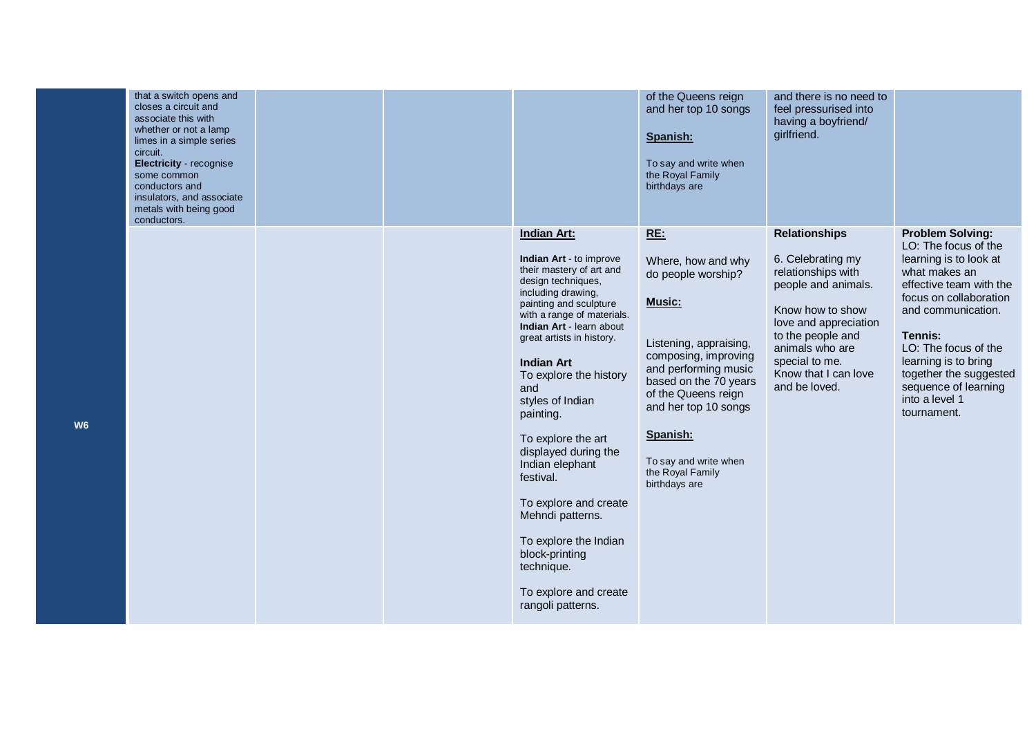| | | | | | | | |
|---|---|---|---|---|---|---|---|
| | that a switch opens and closes a circuit and associate this with whether or not a lamp limes in a simple series circuit.<br>**Electricity** - recognise some common conductors and insulators, and associate metals with being good conductors. | | | | of the Queens reign and her top 10 songs<br><br>**Spanish:**<br><br>To say and write when the Royal Family birthdays are | and there is no need to feel pressurised into having a boyfriend/ girlfriend. | |
| **W6** | | | | **Indian Art:**<br><br>**Indian Art** - to improve their mastery of art and design techniques, including drawing, painting and sculpture with a range of materials.<br>**Indian Art** - learn about great artists in history.<br><br>**Indian Art**<br>To explore the history and styles of Indian painting.<br><br>To explore the art displayed during the Indian elephant festival.<br><br>To explore and create Mehndi patterns.<br><br>To explore the Indian block-printing technique.<br><br>To explore and create rangoli patterns. | **RE:**<br><br>Where, how and why do people worship?<br><br>**Music:**<br><br>Listening, appraising, composing, improving and performing music based on the 70 years of the Queens reign and her top 10 songs<br><br>**Spanish:**<br><br>To say and write when the Royal Family birthdays are | **Relationships**<br><br>6. Celebrating my relationships with people and animals.<br><br>Know how to show love and appreciation to the people and animals who are special to me.<br>Know that I can love and be loved. | **Problem Solving:**<br>LO: The focus of the learning is to look at what makes an effective team with the focus on collaboration and communication.<br><br>**Tennis:**<br>LO: The focus of the learning is to bring together the suggested sequence of learning into a level 1 tournament. |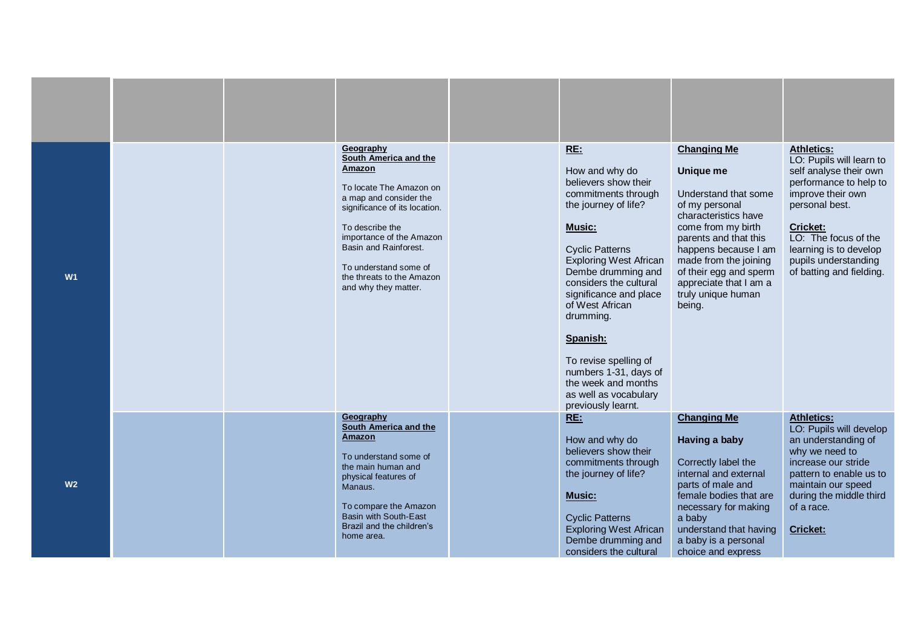| | | | | | | | |
|---|---|---|---|---|---|---|---|
| **W1** | | | **Geography**<br>**South America and the Amazon**<br><br>To locate The Amazon on a map and consider the significance of its location.<br><br>To describe the importance of the Amazon Basin and Rainforest.<br><br>To understand some of the threats to the Amazon and why they matter. | | **RE:**<br><br>How and why do believers show their commitments through the journey of life?<br><br>**Music:**<br><br>Cyclic Patterns Exploring West African Dembe drumming and considers the cultural significance and place of West African drumming.<br><br>**Spanish:**<br><br>To revise spelling of numbers 1-31, days of the week and months as well as vocabulary previously learnt. | **Changing Me**<br><br>**Unique me**<br><br>Understand that some of my personal characteristics have come from my birth parents and that this happens because I am made from the joining of their egg and sperm appreciate that I am a truly unique human being. | **Athletics:**<br>LO: Pupils will learn to self analyse their own performance to help to improve their own personal best.<br><br>**Cricket:**<br>LO: The focus of the learning is to develop pupils understanding of batting and fielding. |
| **W2** | | | **Geography**<br>**South America and the Amazon**<br><br>To understand some of the main human and physical features of Manaus.<br><br>To compare the Amazon Basin with South-East Brazil and the children's home area. | | **RE:**<br><br>How and why do believers show their commitments through the journey of life?<br><br>**Music:**<br><br>Cyclic Patterns Exploring West African Dembe drumming and considers the cultural | **Changing Me**<br><br>**Having a baby**<br><br>Correctly label the internal and external parts of male and female bodies that are necessary for making a baby understand that having a baby is a personal choice and express | **Athletics:**<br>LO: Pupils will develop an understanding of why we need to increase our stride pattern to enable us to maintain our speed during the middle third of a race.<br><br>**Cricket:** |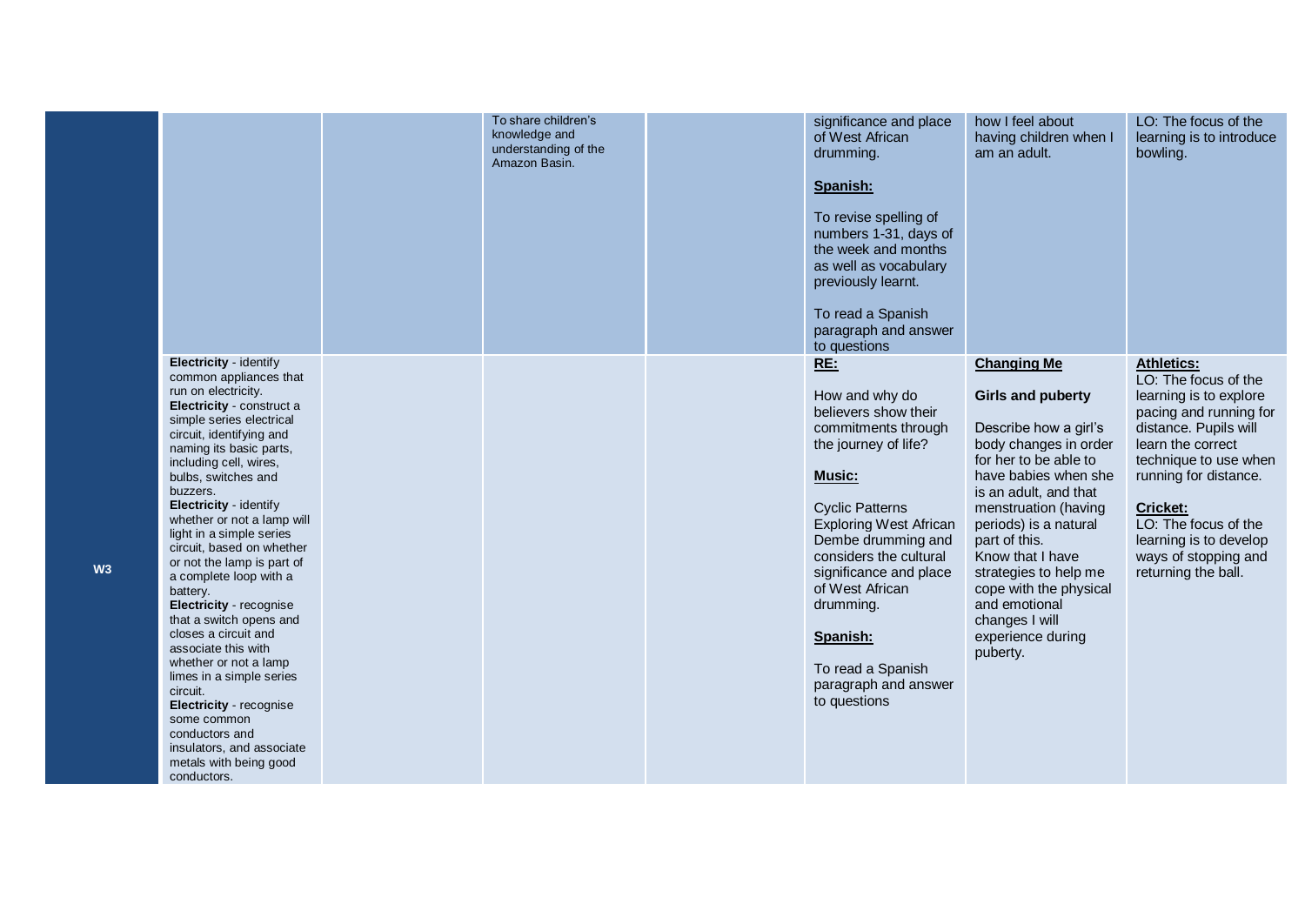| | | | | | | | |
|---|---|---|---|---|---|---|---|
| | | | To share children's knowledge and understanding of the Amazon Basin. | | significance and place of West African drumming.<br><br>**Spanish:**<br><br>To revise spelling of numbers 1-31, days of the week and months as well as vocabulary previously learnt.<br><br>To read a Spanish paragraph and answer to questions | how I feel about having children when I am an adult. | LO: The focus of the learning is to introduce bowling. |
| W3 | **Electricity** - identify common appliances that run on electricity.<br>**Electricity** - construct a simple series electrical circuit, identifying and naming its basic parts, including cell, wires, bulbs, switches and buzzers.<br>**Electricity** - identify whether or not a lamp will light in a simple series circuit, based on whether or not the lamp is part of a complete loop with a battery.<br>**Electricity** - recognise that a switch opens and closes a circuit and associate this with whether or not a lamp limes in a simple series circuit.<br>**Electricity** - recognise some common conductors and insulators, and associate metals with being good conductors. | | | | **RE:**<br><br>How and why do believers show their commitments through the journey of life?<br><br>**Music:**<br><br>Cyclic Patterns Exploring West African Dembe drumming and considers the cultural significance and place of West African drumming.<br><br>**Spanish:**<br><br>To read a Spanish paragraph and answer to questions | **Changing Me**<br><br>**Girls and puberty**<br><br>Describe how a girl's body changes in order for her to be able to have babies when she is an adult, and that menstruation (having periods) is a natural part of this.<br>Know that I have strategies to help me cope with the physical and emotional changes I will experience during puberty. | **Athletics:**<br>LO: The focus of the learning is to explore pacing and running for distance. Pupils will learn the correct technique to use when running for distance.<br><br>**Cricket:**<br>LO: The focus of the learning is to develop ways of stopping and returning the ball. |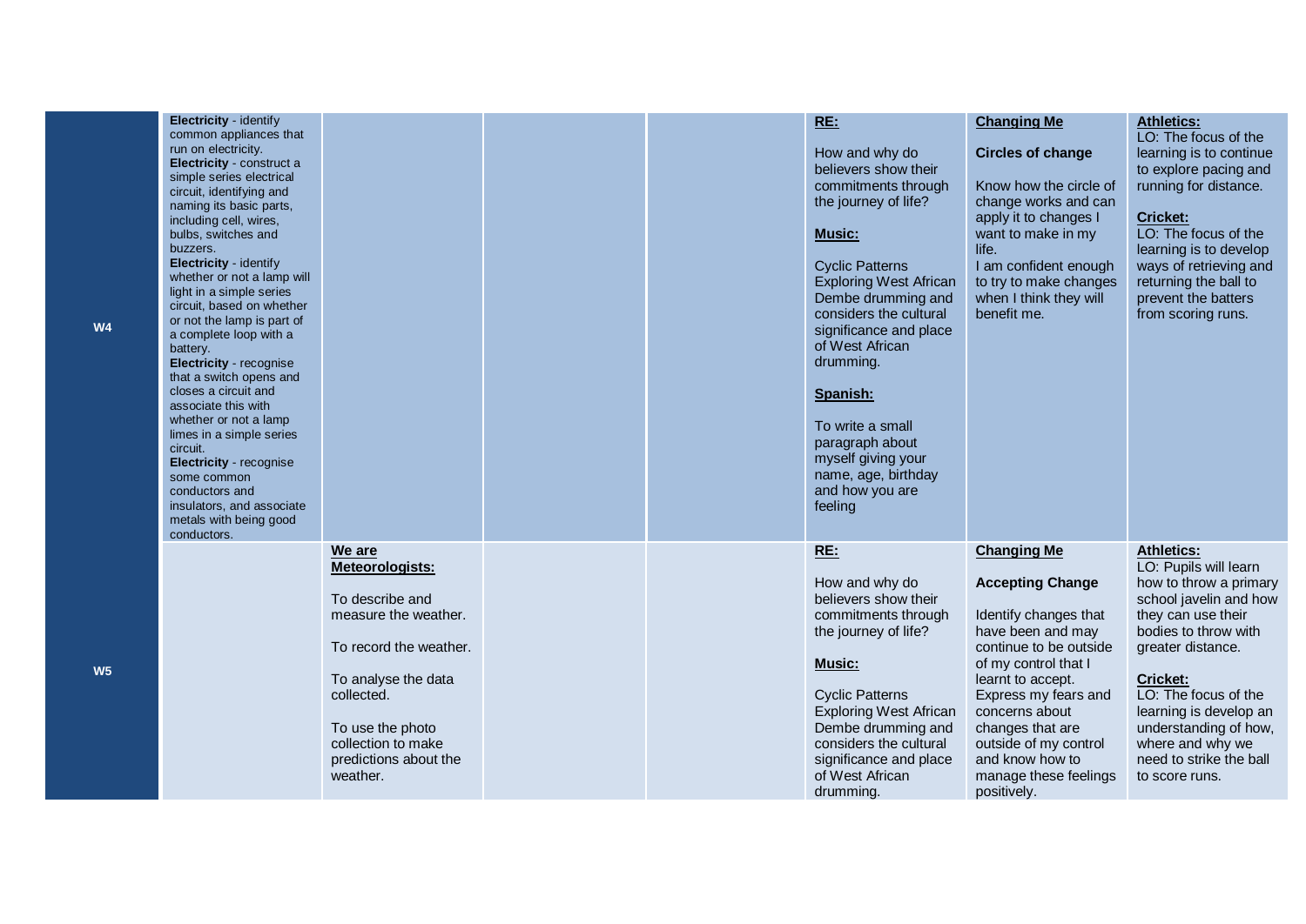| | | | | | | | |
|---|---|---|---|---|---|---|---|
| **W4** | **Electricity** - identify common appliances that run on electricity.<br>**Electricity** - construct a simple series electrical circuit, identifying and naming its basic parts, including cell, wires, bulbs, switches and buzzers.<br>**Electricity** - identify whether or not a lamp will light in a simple series circuit, based on whether or not the lamp is part of a complete loop with a battery.<br>**Electricity** - recognise that a switch opens and closes a circuit and associate this with whether or not a lamp limes in a simple series circuit.<br>**Electricity** - recognise some common conductors and insulators, and associate metals with being good conductors. | | | | **<u>RE:</u>**<br><br>How and why do believers show their commitments through the journey of life?<br><br>**<u>Music:</u>**<br><br>Cyclic Patterns Exploring West African Dembe drumming and considers the cultural significance and place of West African drumming.<br><br>**<u>Spanish:</u>**<br><br>To write a small paragraph about myself giving your name, age, birthday and how you are feeling | **<u>Changing Me</u>**<br><br>**Circles of change**<br><br>Know how the circle of change works and can apply it to changes I want to make in my life.<br>I am confident enough to try to make changes when I think they will benefit me. | **<u>Athletics:</u>**<br>LO: The focus of the learning is to continue to explore pacing and running for distance.<br><br>**<u>Cricket:</u>**<br>LO: The focus of the learning is to develop ways of retrieving and returning the ball to prevent the batters from scoring runs. |
| **W5** | | **<u>We are Meteorologists:</u>**<br><br>To describe and measure the weather.<br><br>To record the weather.<br><br>To analyse the data collected.<br><br>To use the photo collection to make predictions about the weather. | | | **<u>RE:</u>**<br><br>How and why do believers show their commitments through the journey of life?<br><br>**<u>Music:</u>**<br><br>Cyclic Patterns Exploring West African Dembe drumming and considers the cultural significance and place of West African drumming. | **<u>Changing Me</u>**<br><br>**Accepting Change**<br><br>Identify changes that have been and may continue to be outside of my control that I learnt to accept.<br>Express my fears and concerns about changes that are outside of my control and know how to manage these feelings positively. | **<u>Athletics:</u>**<br>LO: Pupils will learn how to throw a primary school javelin and how they can use their bodies to throw with greater distance.<br><br>**<u>Cricket:</u>**<br>LO: The focus of the learning is develop an understanding of how, where and why we need to strike the ball to score runs. |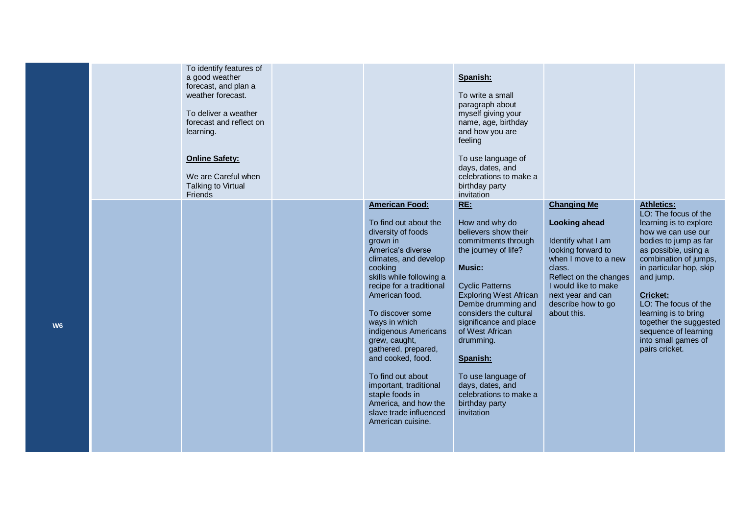| | | | | | | | |
|---|---|---|---|---|---|---|---|
| | | To identify features of a good weather forecast, and plan a weather forecast.<br><br>To deliver a weather forecast and reflect on learning.<br><br>**Online Safety:**<br><br>We are Careful when Talking to Virtual Friends | | | **Spanish:**<br><br>To write a small paragraph about myself giving your name, age, birthday and how you are feeling<br><br>To use language of days, dates, and celebrations to make a birthday party invitation | | |
| **W6** | | | | **American Food:**<br><br>To find out about the diversity of foods grown in America's diverse climates, and develop cooking skills while following a recipe for a traditional American food.<br><br>To discover some ways in which indigenous Americans grew, caught, gathered, prepared, and cooked, food.<br><br>To find out about important, traditional staple foods in America, and how the slave trade influenced American cuisine. | **RE:**<br><br>How and why do believers show their commitments through the journey of life?<br><br>**Music:**<br><br>Cyclic Patterns Exploring West African Dembe drumming and considers the cultural significance and place of West African drumming.<br><br>**Spanish:**<br><br>To use language of days, dates, and celebrations to make a birthday party invitation | **Changing Me**<br><br>**Looking ahead**<br><br>Identify what I am looking forward to when I move to a new class.<br>Reflect on the changes I would like to make next year and can describe how to go about this. | **Athletics:**<br>LO: The focus of the learning is to explore how we can use our bodies to jump as far as possible, using a combination of jumps, in particular hop, skip and jump.<br><br>**Cricket:**<br>LO: The focus of the learning is to bring together the suggested sequence of learning into small games of pairs cricket. |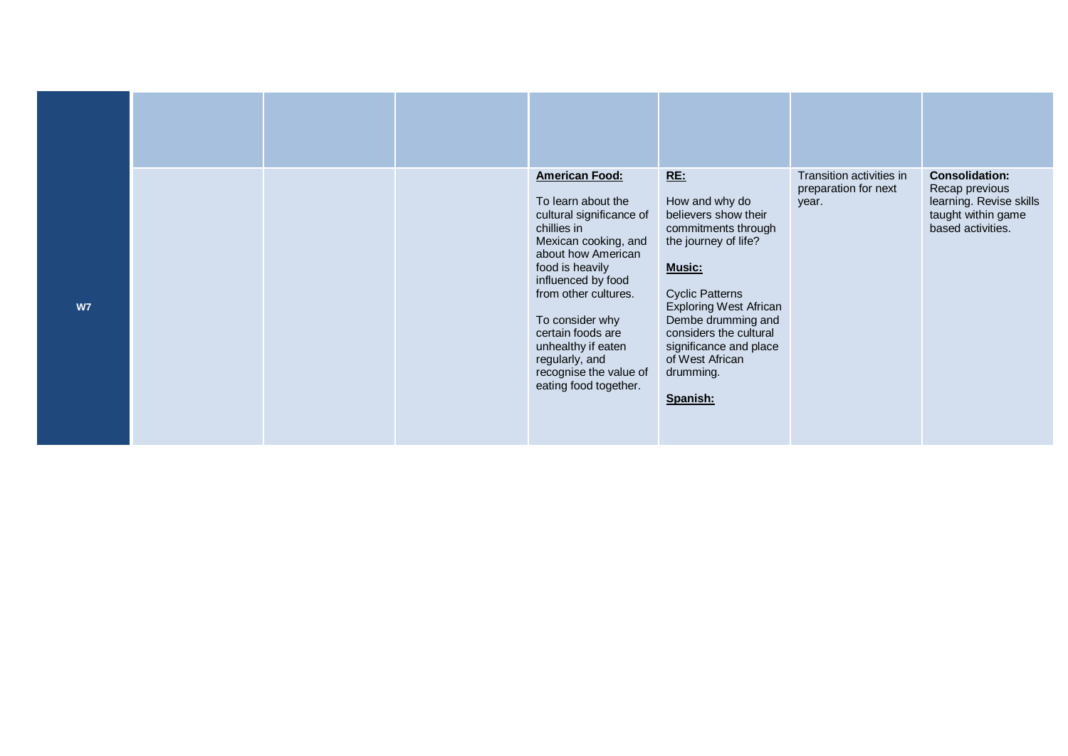| | | | | | | | |
|---|---|---|---|---|---|---|---|
| | | | | | | | |
| **W7** | | | | **American Food:**<br><br>To learn about the cultural significance of chillies in Mexican cooking, and about how American food is heavily influenced by food from other cultures.<br><br>To consider why certain foods are unhealthy if eaten regularly, and recognise the value of eating food together. | **RE:**<br><br>How and why do believers show their commitments through the journey of life?<br><br>**Music:**<br><br>Cyclic Patterns Exploring West African Dembe drumming and considers the cultural significance and place of West African drumming.<br><br>**Spanish:** | Transition activities in preparation for next year. | **Consolidation:** Recap previous learning. Revise skills taught within game based activities. |